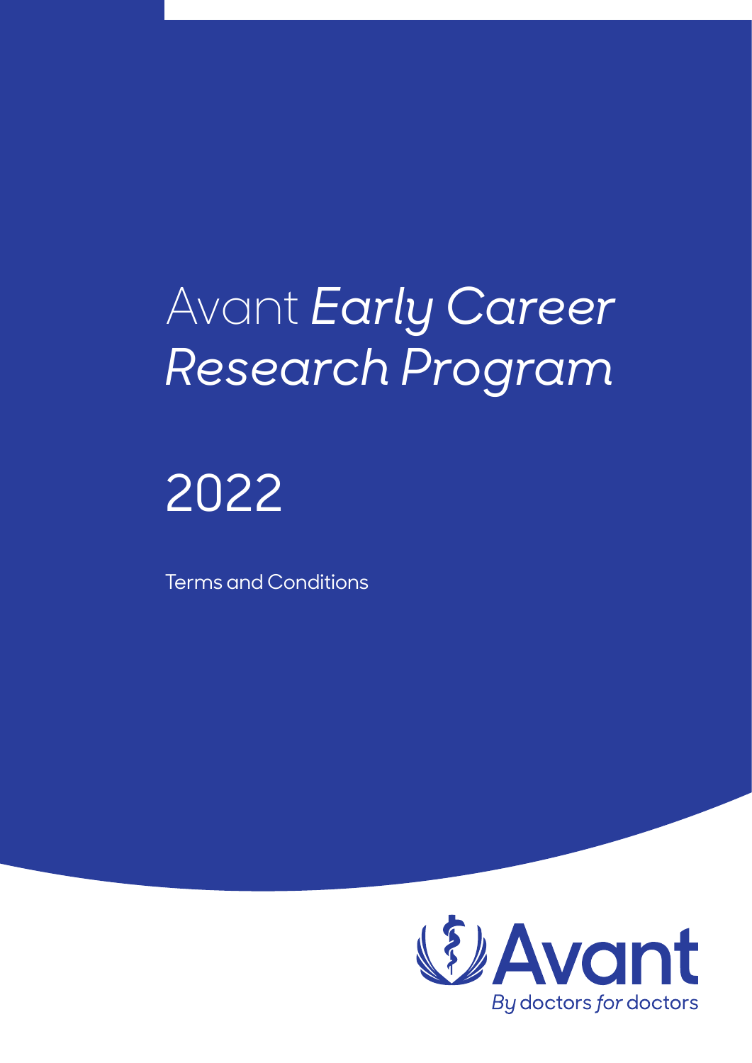# Avant *Early Career Research Program*

# 2022

Terms and Conditions

Avant

*By* doctors *for* doctors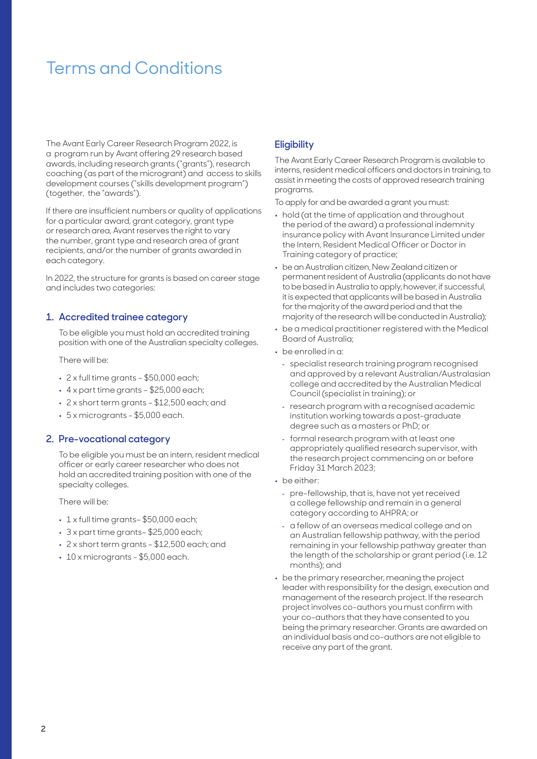# Terms and Conditions

The Avant Early Career Research Program 2022, is a program run by Avant offering 29 research based awards, including research grants ("grants"), research coaching (as part of the microgrant) and access to skills development courses ("skills development program") (together, the "awards").

If there are insufficient numbers or quality of applications for a particular award, grant category, grant type or research area, Avant reserves the right to vary the number, grant type and research area of grant recipients, and/or the number of grants awarded in each category.

In 2022, the structure for grants is based on career stage and includes two categories:

## 1. Accredited trainee category

To be eligible you must hold an accredited training position with one of the Australian specialty colleges.

There will be:

- 2 x full time grants – $50,000 each;
- 4 x part time grants – $25,000 each;
- 2 x short term grants – $12,500 each; and
- 5 x micrograntss – $5,000 each.

## 2. Pre-vocational category

To be eligible you must be an intern, resident medical officer or early career researcher who does not hold an accredited training position with one of the specialty colleges.

There will be:

- 1 x full time grants– $50,000 each;
- 3 x part time grants– $25,000 each;
- 2 x short term grants – $12,500 each; and
- 10 x micrograntss – $5,000 each.

## Eligibility

The Avant Early Career Research Program is available to interns, resident medical officers and doctors in training, to assist in meeting the costs of approved research training programs.

To apply for and be awarded a grant you must:

- hold (at the time of application and throughout the period of the award) a professional indemnity insurance policy with Avant Insurance Limited under the Intern, Resident Medical Officer or Doctor in Training category of practice;
- be an Australian citizen, New Zealand citizen or permanent resident of Australia (applicants do not have to be based in Australia to apply, however, if successful, it is expected that applicants will be based in Australia for the majority of the award period and that the majority of the research will be conducted in Australia);
- be a medical practitioner registered with the Medical Board of Australia;
- be enrolled in a:
  - specialist research training program recognised and approved by a relevant Australian/Australasian college and accredited by the Australian Medical Council (specialist in training); or
  - research program with a recognised academic institution working towards a post-graduate degree such as a masters or PhD; or
  - formal research program with at least one appropriately qualified research supervisor, with the research project commencing on or before Friday 31 March 2023;
- be either:
  - pre-fellowship, that is, have not yet received a college fellowship and remain in a general category according to AHPRA; or
  - a fellow of an overseas medical college and on an Australian fellowship pathway, with the period remaining in your fellowship pathway greater than the length of the scholarship or grant period (i.e. 12 months); and
- be the primary researcher, meaning the project leader with responsibility for the design, execution and management of the research project. If the research project involves co-authors you must confirm with your co-authors that they have consented to you being the primary researcher. Grants are awarded on an individual basis and co-authors are not eligible to receive any part of the grant.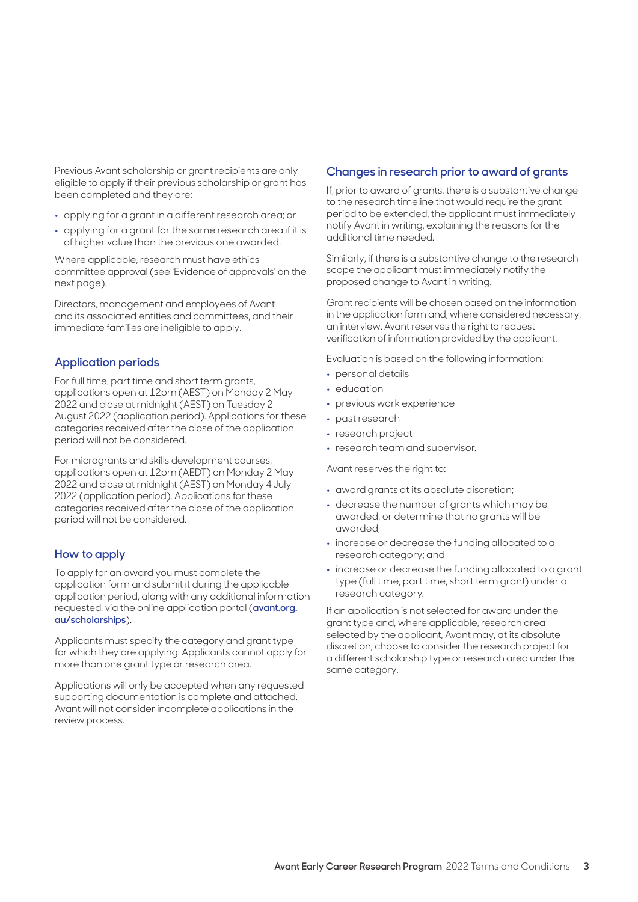Previous Avant scholarship or grant recipients are only eligible to apply if their previous scholarship or grant has been completed and they are:

- applying for a grant in a different research area; or
- applying for a grant for the same research area if it is of higher value than the previous one awarded.

Where applicable, research must have ethics committee approval (see 'Evidence of approvals' on the next page).

Directors, management and employees of Avant and its associated entities and committees, and their immediate families are ineligible to apply.

## Application periods

For full time, part time and short term grants, applications open at 12pm (AEST) on Monday 2 May 2022 and close at midnight (AEST) on Tuesday 2 August 2022 (application period). Applications for these categories received after the close of the application period will not be considered.

For micrograngts and skills development courses, applications open at 12pm (AEDT) on Monday 2 May 2022 and close at midnight (AEST) on Monday 4 July 2022 (application period). Applications for these categories received after the close of the application period will not be considered.

## How to apply

To apply for an award you must complete the application form and submit it during the applicable application period, along with any additional information requested, via the online application portal (**avant.org.au/scholarships**).

Applicants must specify the category and grant type for which they are applying. Applicants cannot apply for more than one grant type or research area.

Applications will only be accepted when any requested supporting documentation is complete and attached. Avant will not consider incomplete applications in the review process.

## Changes in research prior to award of grants

If, prior to award of grants, there is a substantive change to the research timeline that would require the grant period to be extended, the applicant must immediately notify Avant in writing, explaining the reasons for the additional time needed.

Similarly, if there is a substantive change to the research scope the applicant must immediately notify the proposed change to Avant in writing.

Grant recipients will be chosen based on the information in the application form and, where considered necessary, an interview. Avant reserves the right to request verification of information provided by the applicant.

Evaluation is based on the following information:

- personal details
- education
- previous work experience
- past research
- research project
- research team and supervisor.

Avant reserves the right to:

- award grants at its absolute discretion;
- decrease the number of grants which may be awarded, or determine that no grants will be awarded;
- increase or decrease the funding allocated to a research category; and
- increase or decrease the funding allocated to a grant type (full time, part time, short term grant) under a research category.

If an application is not selected for award under the grant type and, where applicable, research area selected by the applicant, Avant may, at its absolute discretion, choose to consider the research project for a different scholarship type or research area under the same category.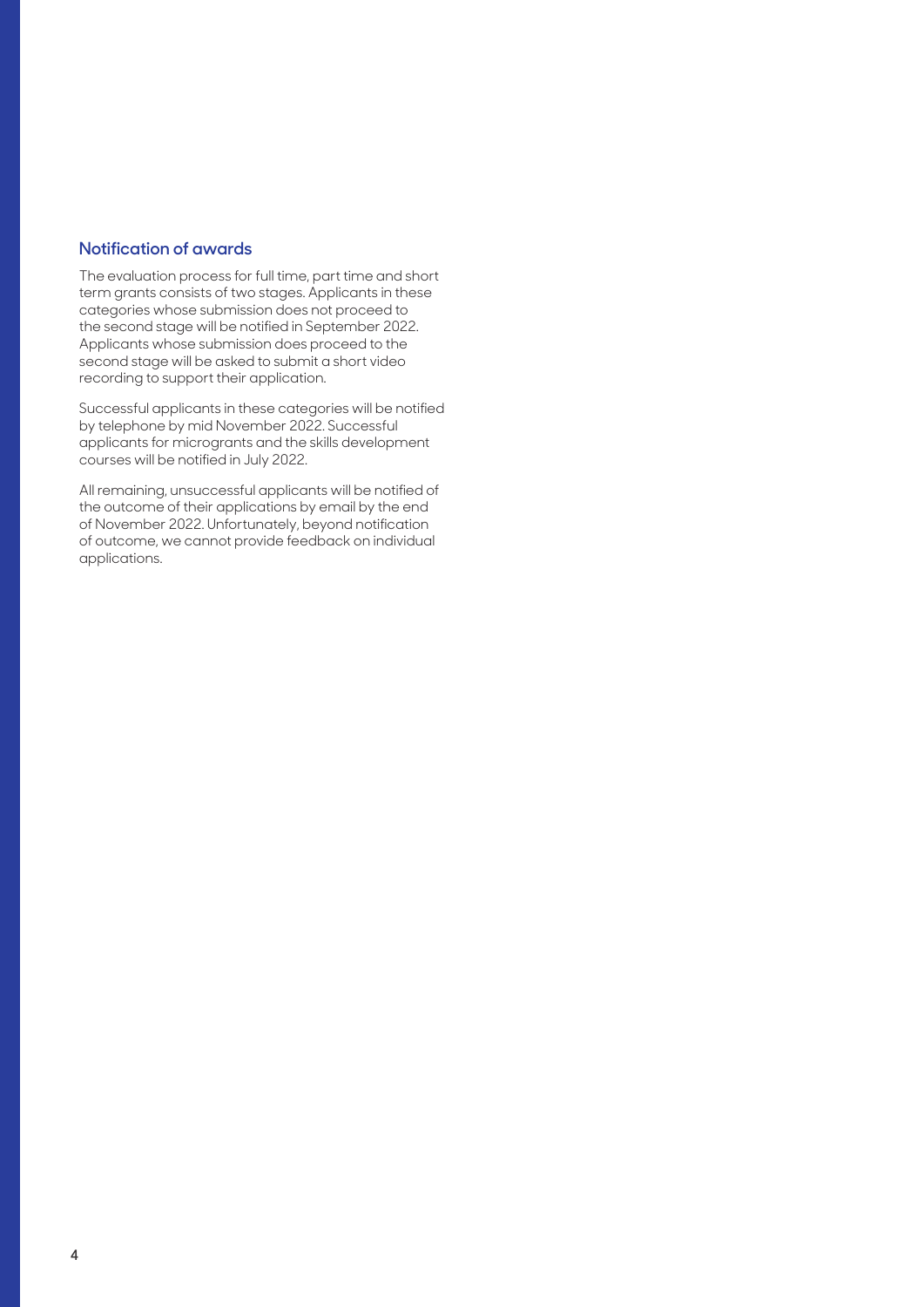## Notification of awards

The evaluation process for full time, part time and short term grants consists of two stages. Applicants in these categories whose submission does not proceed to the second stage will be notified in September 2022. Applicants whose submission does proceed to the second stage will be asked to submit a short video recording to support their application.

Successful applicants in these categories will be notified by telephone by mid November 2022. Successful applicants for micrograntsand the skills development courses will be notified in July 2022.

All remaining, unsuccessful applicants will be notified of the outcome of their applications by email by the end of November 2022. Unfortunately, beyond notification of outcome, we cannot provide feedback on individual applications.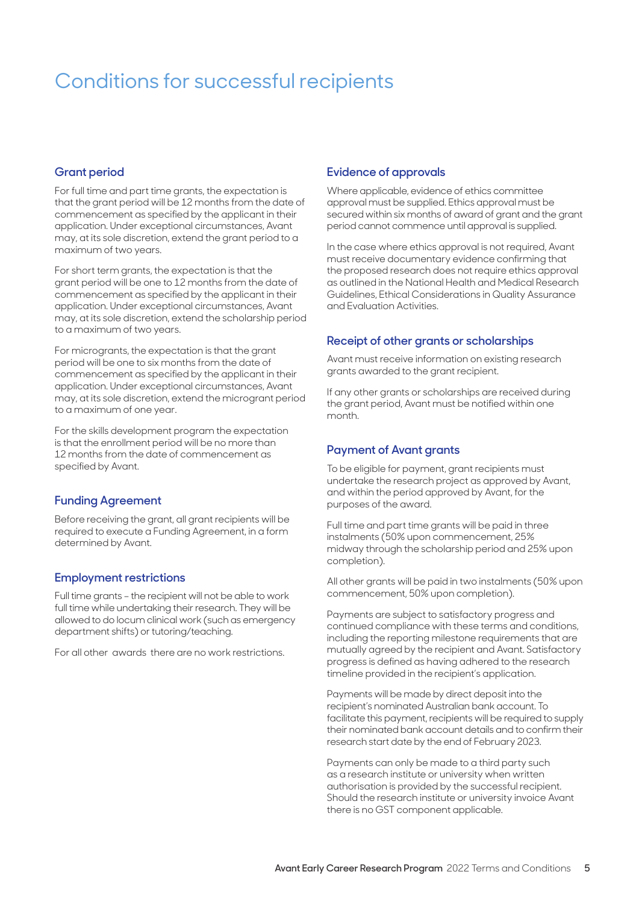# Conditions for successful recipients

## Grant period

For full time and part time grants, the expectation is that the grant period will be 12 months from the date of commencement as specified by the applicant in their application. Under exceptional circumstances, Avant may, at its sole discretion, extend the grant period to a maximum of two years.

For short term grants, the expectation is that the grant period will be one to 12 months from the date of commencement as specified by the applicant in their application. Under exceptional circumstances, Avant may, at its sole discretion, extend the scholarship period to a maximum of two years.

For micrograntss, the expectation is that the grant period will be one to six months from the date of commencement as specified by the applicant in their application. Under exceptional circumstances, Avant may, at its sole discretion, extend the microgrant period to a maximum of one year.

For the skills development program the expectation is that the enrollment period will be no more than 12 months from the date of commencement as specified by Avant.

## Funding Agreement

Before receiving the grant, all grant recipients will be required to execute a Funding Agreement, in a form determined by Avant.

## Employment restrictions

Full time grants – the recipient will not be able to work full time while undertaking their research. They will be allowed to do locum clinical work (such as emergency department shifts) or tutoring/teaching.

For all other awards there are no work restrictions.

## Evidence of approvals

Where applicable, evidence of ethics committee approval must be supplied. Ethics approval must be secured within six months of award of grant and the grant period cannot commence until approval is supplied.

In the case where ethics approval is not required, Avant must receive documentary evidence confirming that the proposed research does not require ethics approval as outlined in the National Health and Medical Research Guidelines, Ethical Considerations in Quality Assurance and Evaluation Activities.

## Receipt of other grants or scholarships

Avant must receive information on existing research grants awarded to the grant recipient.

If any other grants or scholarships are received during the grant period, Avant must be notified within one month.

## Payment of Avant grants

To be eligible for payment, grant recipients must undertake the research project as approved by Avant, and within the period approved by Avant, for the purposes of the award.

Full time and part time grants will be paid in three instalments (50% upon commencement, 25% midway through the scholarship period and 25% upon completion).

All other grants will be paid in two instalments (50% upon commencement, 50% upon completion).

Payments are subject to satisfactory progress and continued compliance with these terms and conditions, including the reporting milestone requirements that are mutually agreed by the recipient and Avant. Satisfactory progress is defined as having adhered to the research timeline provided in the recipient's application.

Payments will be made by direct deposit into the recipient's nominated Australian bank account. To facilitate this payment, recipients will be required to supply their nominated bank account details and to confirm their research start date by the end of February 2023.

Payments can only be made to a third party such as a research institute or university when written authorisation is provided by the successful recipient. Should the research institute or university invoice Avant there is no GST component applicable.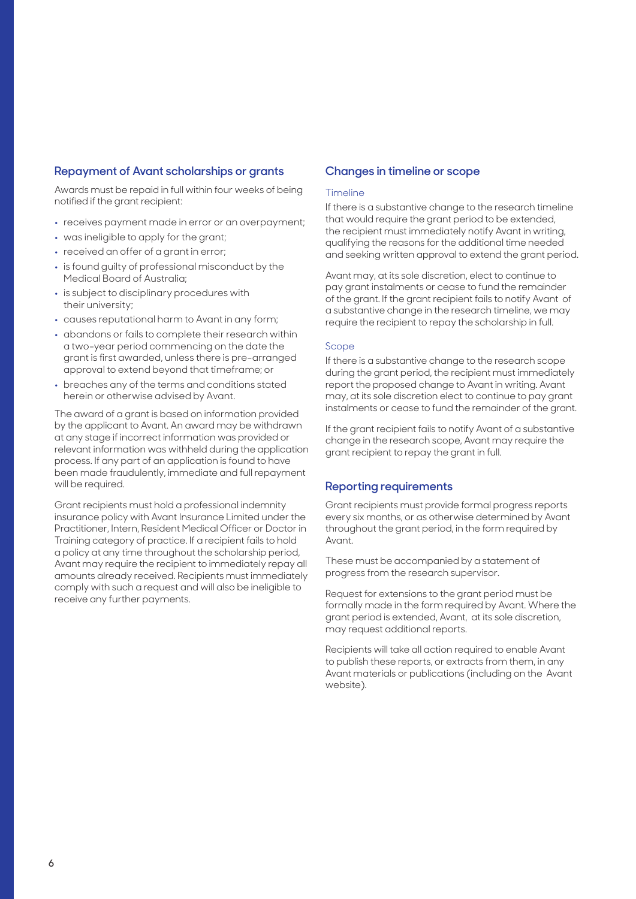## Repayment of Avant scholarships or grants

Awards must be repaid in full within four weeks of being notified if the grant recipient:

- receives payment made in error or an overpayment;
- was ineligible to apply for the grant;
- received an offer of a grant in error;
- is found guilty of professional misconduct by the Medical Board of Australia;
- is subject to disciplinary procedures with their university;
- causes reputational harm to Avant in any form;
- abandons or fails to complete their research within a two-year period commencing on the date the grant is first awarded, unless there is pre-arranged approval to extend beyond that timeframe; or
- breaches any of the terms and conditions stated herein or otherwise advised by Avant.

The award of a grant is based on information provided by the applicant to Avant. An award may be withdrawn at any stage if incorrect information was provided or relevant information was withheld during the application process. If any part of an application is found to have been made fraudulently, immediate and full repayment will be required.

Grant recipients must hold a professional indemnity insurance policy with Avant Insurance Limited under the Practitioner, Intern, Resident Medical Officer or Doctor in Training category of practice. If a recipient fails to hold a policy at any time throughout the scholarship period, Avant may require the recipient to immediately repay all amounts already received. Recipients must immediately comply with such a request and will also be ineligible to receive any further payments.

## Changes in timeline or scope

### Timeline

If there is a substantive change to the research timeline that would require the grant period to be extended, the recipient must immediately notify Avant in writing, qualifying the reasons for the additional time needed and seeking written approval to extend the grant period.

Avant may, at its sole discretion, elect to continue to pay grant instalments or cease to fund the remainder of the grant. If the grant recipient fails to notify Avant of a substantive change in the research timeline, we may require the recipient to repay the scholarship in full.

### Scope

If there is a substantive change to the research scope during the grant period, the recipient must immediately report the proposed change to Avant in writing. Avant may, at its sole discretion elect to continue to pay grant instalments or cease to fund the remainder of the grant.

If the grant recipient fails to notify Avant of a substantive change in the research scope, Avant may require the grant recipient to repay the grant in full.

## Reporting requirements

Grant recipients must provide formal progress reports every six months, or as otherwise determined by Avant throughout the grant period, in the form required by Avant.

These must be accompanied by a statement of progress from the research supervisor.

Request for extensions to the grant period must be formally made in the form required by Avant. Where the grant period is extended, Avant, at its sole discretion, may request additional reports.

Recipients will take all action required to enable Avant to publish these reports, or extracts from them, in any Avant materials or publications (including on the Avant website).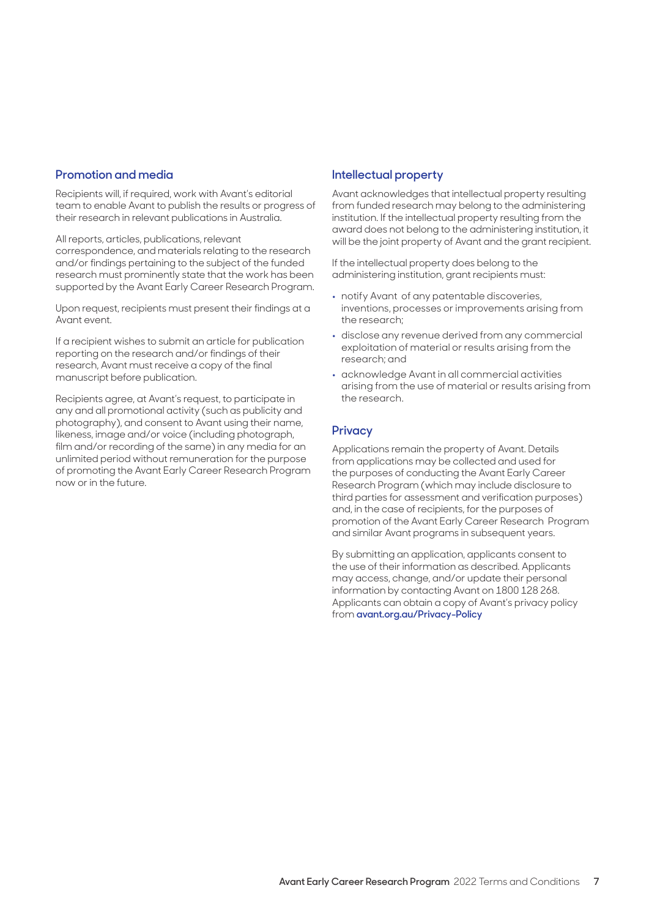## Promotion and media

Recipients will, if required, work with Avant's editorial team to enable Avant to publish the results or progress of their research in relevant publications in Australia.

All reports, articles, publications, relevant correspondence, and materials relating to the research and/or findings pertaining to the subject of the funded research must prominently state that the work has been supported by the Avant Early Career Research Program.

Upon request, recipients must present their findings at a Avant event.

If a recipient wishes to submit an article for publication reporting on the research and/or findings of their research, Avant must receive a copy of the final manuscript before publication.

Recipients agree, at Avant's request, to participate in any and all promotional activity (such as publicity and photography), and consent to Avant using their name, likeness, image and/or voice (including photograph, film and/or recording of the same) in any media for an unlimited period without remuneration for the purpose of promoting the Avant Early Career Research Program now or in the future.

## Intellectual property

Avant acknowledges that intellectual property resulting from funded research may belong to the administering institution. If the intellectual property resulting from the award does not belong to the administering institution, it will be the joint property of Avant and the grant recipient.

If the intellectual property does belong to the administering institution, grant recipients must:

- notify Avant of any patentable discoveries, inventions, processes or improvements arising from the research;
- disclose any revenue derived from any commercial exploitation of material or results arising from the research; and
- acknowledge Avant in all commercial activities arising from the use of material or results arising from the research.

## Privacy

Applications remain the property of Avant. Details from applications may be collected and used for the purposes of conducting the Avant Early Career Research Program (which may include disclosure to third parties for assessment and verification purposes) and, in the case of recipients, for the purposes of promotion of the Avant Early Career Research Program and similar Avant programs in subsequent years.

By submitting an application, applicants consent to the use of their information as described. Applicants may access, change, and/or update their personal information by contacting Avant on 1800 128 268. Applicants can obtain a copy of Avant's privacy policy from **avant.org.au/Privacy-Policy**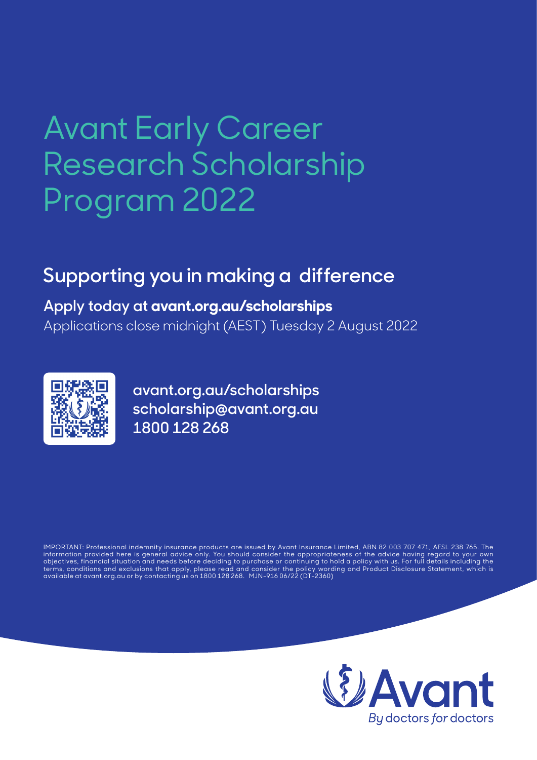# Avant Early Career Research Scholarship Program 2022

## Supporting you in making a difference

**Apply today at avant.org.au/scholarships**

Applications close midnight (AEST) Tuesday 2 August 2022

**avant.org.au/scholarships**
**scholarship@avant.org.au**
**1800 128 268**

IMPORTANT: Professional indemnity insurance products are issued by Avant Insurance Limited, ABN 82 003 707 471, AFSL 238 765. The information provided here is general advice only. You should consider the appropriateness of the advice having regard to your own objectives, financial situation and needs before deciding to purchase or continuing to hold a policy with us. For full details including the terms, conditions and exclusions that apply, please read and consider the policy wording and Product Disclosure Statement, which is available at avant.org.au or by contacting us on 1800 128 268. MJN-916 06/22 (DT-2360)

Avant
By doctors for doctors